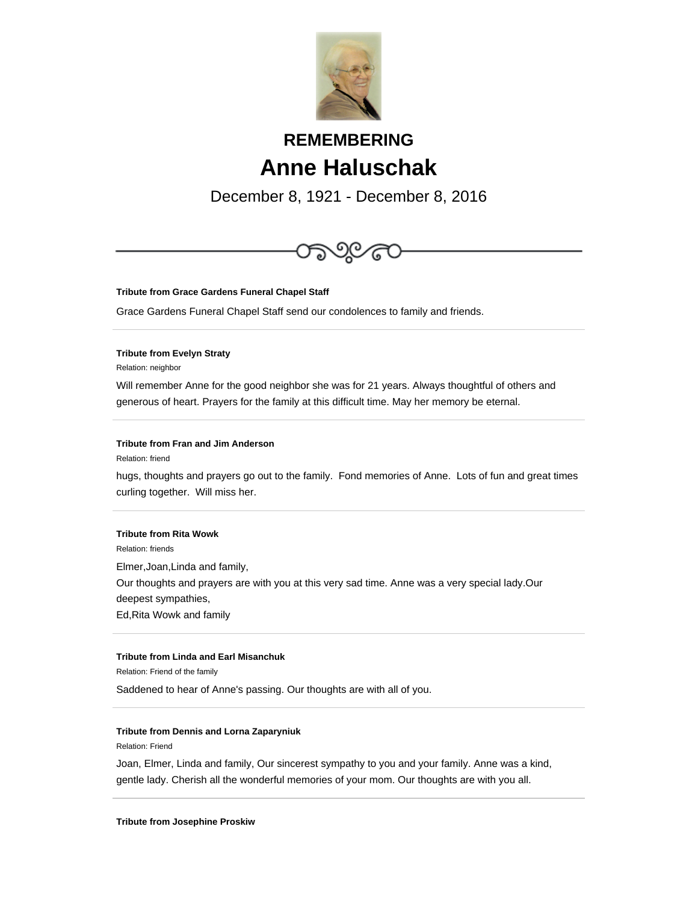# REMEMBERING

# Anne Haluschak

December 8, 1921 - December 8, 2016

---

**Tribute from Grace Gardens Funeral Chapel Staff**

Grace Gardens Funeral Chapel Staff send our condolences to family and friends.

---

**Tribute from Evelyn Straty**

Relation: neighbor

Will remember Anne for the good neighbor she was for 21 years. Always thoughtful of others and generous of heart. Prayers for the family at this difficult time. May her memory be eternal.

---

**Tribute from Fran and Jim Anderson**

Relation: friend

hugs, thoughts and prayers go out to the family. Fond memories of Anne. Lots of fun and great times curling together. Will miss her.

---

**Tribute from Rita Wowk**

Relation: friends

Elmer,Joan,Linda and family,
Our thoughts and prayers are with you at this very sad time. Anne was a very special lady.Our deepest sympathies,
Ed,Rita Wowk and family

---

**Tribute from Linda and Earl Misanchuk**

Relation: Friend of the family

Saddened to hear of Anne's passing. Our thoughts are with all of you.

---

**Tribute from Dennis and Lorna Zaparyniuk**

Relation: Friend

Joan, Elmer, Linda and family, Our sincerest sympathy to you and your family. Anne was a kind, gentle lady. Cherish all the wonderful memories of your mom. Our thoughts are with you all.

---

**Tribute from Josephine Proskiw**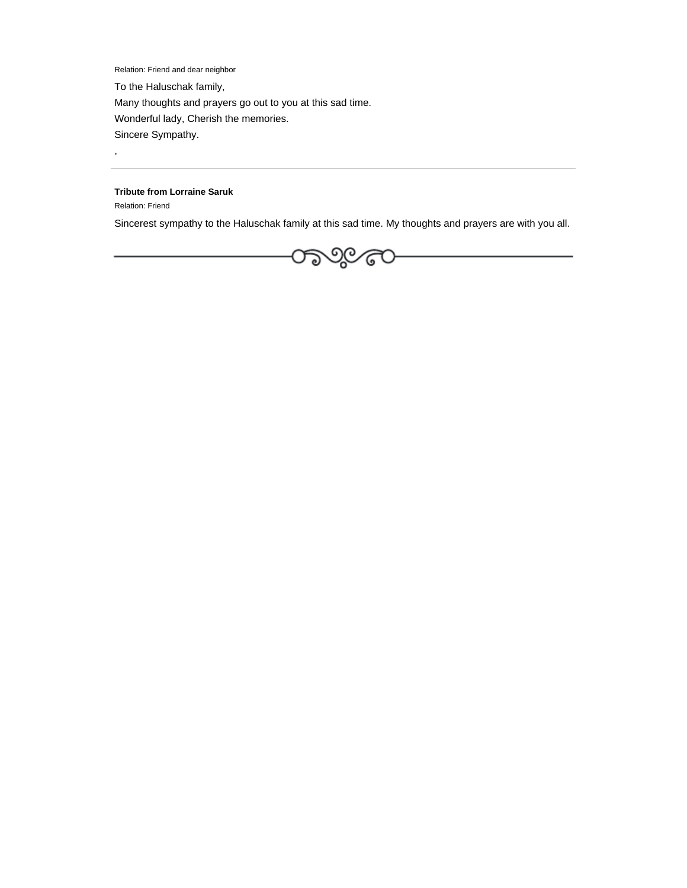Relation: Friend and dear neighbor

To the Haluschak family,

Many thoughts and prayers go out to you at this sad time.

Wonderful lady, Cherish the memories.

Sincere Sympathy.

,

---

**Tribute from Lorraine Saruk**

Relation: Friend

Sincerest sympathy to the Haluschak family at this sad time. My thoughts and prayers are with you all.